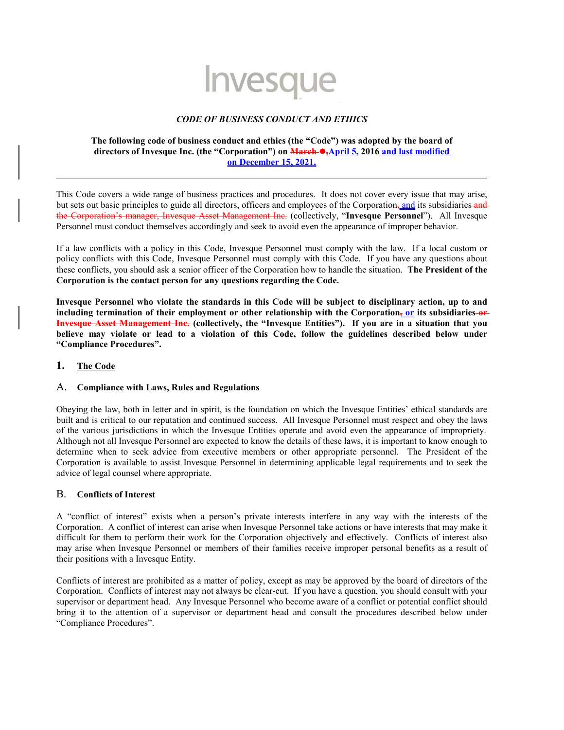Invesque

***CODE OF BUSINESS CONDUCT AND ETHICS***

**The following code of business conduct and ethics (the "Code") was adopted by the board of directors of Invesque Inc. (the "Corporation") on ~~March ●,~~ April 5, 2016 and last modified on December 15, 2021.**

---

This Code covers a wide range of business practices and procedures. It does not cover every issue that may arise, but sets out basic principles to guide all directors, officers and employees of the Corporation~~,~~ and its subsidiaries ~~and the Corporation's manager, Invesque Asset Management Inc.~~ (collectively, "**Invesque Personnel**"). All Invesque Personnel must conduct themselves accordingly and seek to avoid even the appearance of improper behavior.

If a law conflicts with a policy in this Code, Invesque Personnel must comply with the law. If a local custom or policy conflicts with this Code, Invesque Personnel must comply with this Code. If you have any questions about these conflicts, you should ask a senior officer of the Corporation how to handle the situation. **The President of the Corporation is the contact person for any questions regarding the Code.**

**Invesque Personnel who violate the standards in this Code will be subject to disciplinary action, up to and including termination of their employment or other relationship with the Corporation~~,~~ or its subsidiaries ~~or Invesque Asset Management Inc.~~ (collectively, the "Invesque Entities"). If you are in a situation that you believe may violate or lead to a violation of this Code, follow the guidelines described below under "Compliance Procedures".**

## 1. The Code

### A. Compliance with Laws, Rules and Regulations

Obeying the law, both in letter and in spirit, is the foundation on which the Invesque Entities' ethical standards are built and is critical to our reputation and continued success. All Invesque Personnel must respect and obey the laws of the various jurisdictions in which the Invesque Entities operate and avoid even the appearance of impropriety. Although not all Invesque Personnel are expected to know the details of these laws, it is important to know enough to determine when to seek advice from executive members or other appropriate personnel. The President of the Corporation is available to assist Invesque Personnel in determining applicable legal requirements and to seek the advice of legal counsel where appropriate.

### B. Conflicts of Interest

A "conflict of interest" exists when a person's private interests interfere in any way with the interests of the Corporation. A conflict of interest can arise when Invesque Personnel take actions or have interests that may make it difficult for them to perform their work for the Corporation objectively and effectively. Conflicts of interest also may arise when Invesque Personnel or members of their families receive improper personal benefits as a result of their positions with a Invesque Entity.

Conflicts of interest are prohibited as a matter of policy, except as may be approved by the board of directors of the Corporation. Conflicts of interest may not always be clear-cut. If you have a question, you should consult with your supervisor or department head. Any Invesque Personnel who become aware of a conflict or potential conflict should bring it to the attention of a supervisor or department head and consult the procedures described below under "Compliance Procedures".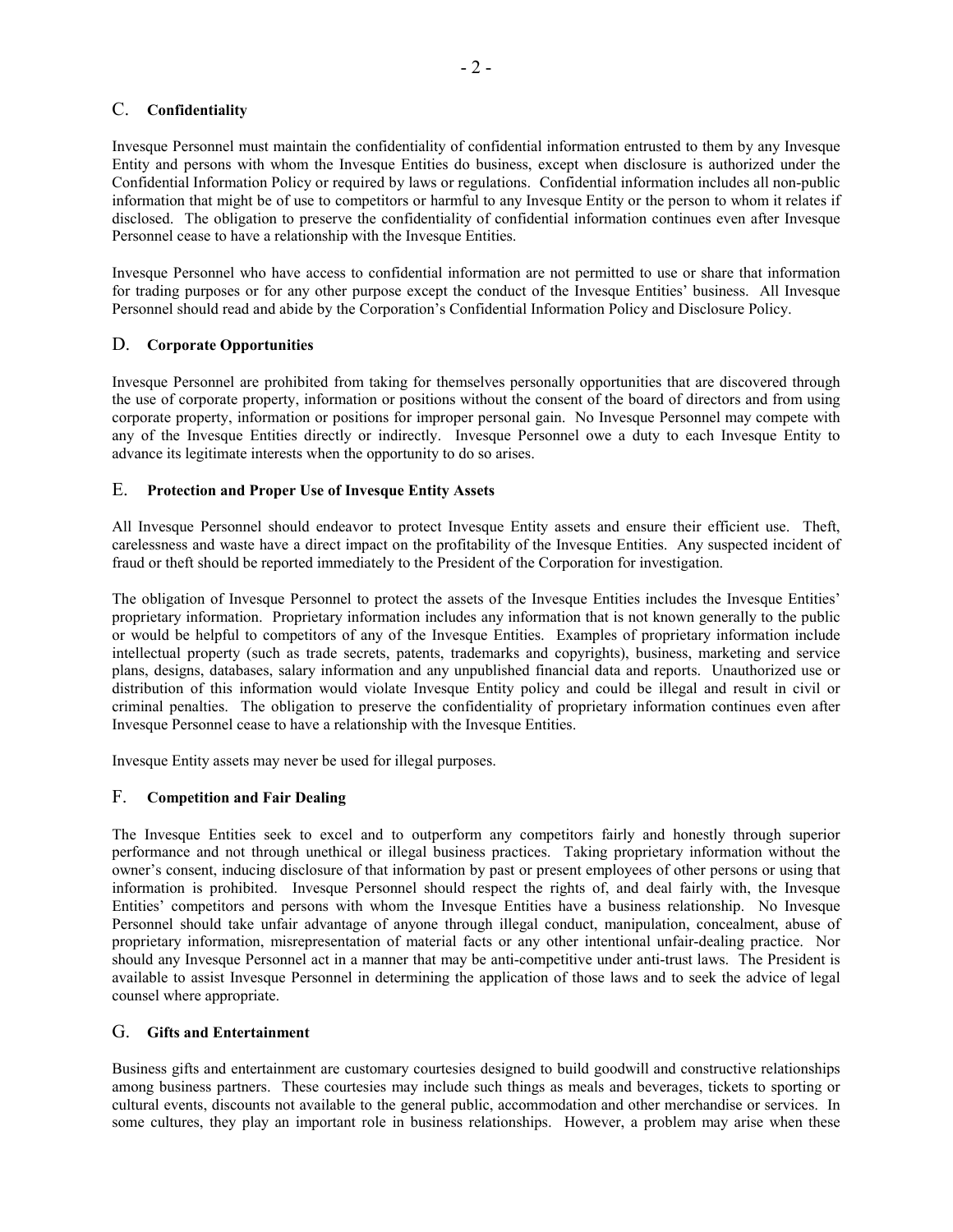## C. **Confidentiality**

Invesque Personnel must maintain the confidentiality of confidential information entrusted to them by any Invesque Entity and persons with whom the Invesque Entities do business, except when disclosure is authorized under the Confidential Information Policy or required by laws or regulations. Confidential information includes all non-public information that might be of use to competitors or harmful to any Invesque Entity or the person to whom it relates if disclosed. The obligation to preserve the confidentiality of confidential information continues even after Invesque Personnel cease to have a relationship with the Invesque Entities.

Invesque Personnel who have access to confidential information are not permitted to use or share that information for trading purposes or for any other purpose except the conduct of the Invesque Entities' business. All Invesque Personnel should read and abide by the Corporation's Confidential Information Policy and Disclosure Policy.

## D. **Corporate Opportunities**

Invesque Personnel are prohibited from taking for themselves personally opportunities that are discovered through the use of corporate property, information or positions without the consent of the board of directors and from using corporate property, information or positions for improper personal gain. No Invesque Personnel may compete with any of the Invesque Entities directly or indirectly. Invesque Personnel owe a duty to each Invesque Entity to advance its legitimate interests when the opportunity to do so arises.

## E. **Protection and Proper Use of Invesque Entity Assets**

All Invesque Personnel should endeavor to protect Invesque Entity assets and ensure their efficient use. Theft, carelessness and waste have a direct impact on the profitability of the Invesque Entities. Any suspected incident of fraud or theft should be reported immediately to the President of the Corporation for investigation.

The obligation of Invesque Personnel to protect the assets of the Invesque Entities includes the Invesque Entities' proprietary information. Proprietary information includes any information that is not known generally to the public or would be helpful to competitors of any of the Invesque Entities. Examples of proprietary information include intellectual property (such as trade secrets, patents, trademarks and copyrights), business, marketing and service plans, designs, databases, salary information and any unpublished financial data and reports. Unauthorized use or distribution of this information would violate Invesque Entity policy and could be illegal and result in civil or criminal penalties. The obligation to preserve the confidentiality of proprietary information continues even after Invesque Personnel cease to have a relationship with the Invesque Entities.

Invesque Entity assets may never be used for illegal purposes.

## F. **Competition and Fair Dealing**

The Invesque Entities seek to excel and to outperform any competitors fairly and honestly through superior performance and not through unethical or illegal business practices. Taking proprietary information without the owner's consent, inducing disclosure of that information by past or present employees of other persons or using that information is prohibited. Invesque Personnel should respect the rights of, and deal fairly with, the Invesque Entities' competitors and persons with whom the Invesque Entities have a business relationship. No Invesque Personnel should take unfair advantage of anyone through illegal conduct, manipulation, concealment, abuse of proprietary information, misrepresentation of material facts or any other intentional unfair-dealing practice. Nor should any Invesque Personnel act in a manner that may be anti-competitive under anti-trust laws. The President is available to assist Invesque Personnel in determining the application of those laws and to seek the advice of legal counsel where appropriate.

## G. **Gifts and Entertainment**

Business gifts and entertainment are customary courtesies designed to build goodwill and constructive relationships among business partners. These courtesies may include such things as meals and beverages, tickets to sporting or cultural events, discounts not available to the general public, accommodation and other merchandise or services. In some cultures, they play an important role in business relationships. However, a problem may arise when these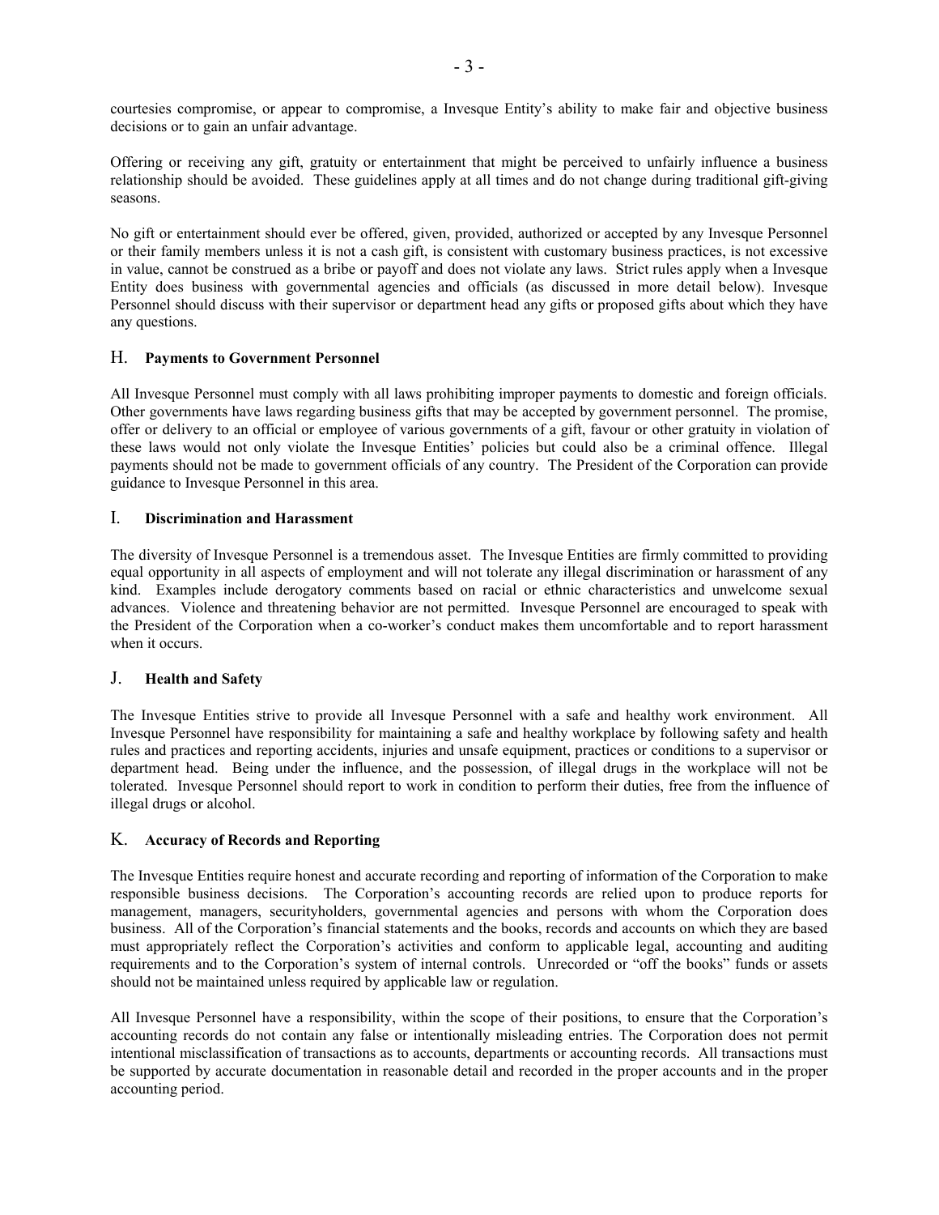courtesies compromise, or appear to compromise, a Invesque Entity's ability to make fair and objective business decisions or to gain an unfair advantage.

Offering or receiving any gift, gratuity or entertainment that might be perceived to unfairly influence a business relationship should be avoided. These guidelines apply at all times and do not change during traditional gift-giving seasons.

No gift or entertainment should ever be offered, given, provided, authorized or accepted by any Invesque Personnel or their family members unless it is not a cash gift, is consistent with customary business practices, is not excessive in value, cannot be construed as a bribe or payoff and does not violate any laws. Strict rules apply when a Invesque Entity does business with governmental agencies and officials (as discussed in more detail below). Invesque Personnel should discuss with their supervisor or department head any gifts or proposed gifts about which they have any questions.

## H. **Payments to Government Personnel**

All Invesque Personnel must comply with all laws prohibiting improper payments to domestic and foreign officials. Other governments have laws regarding business gifts that may be accepted by government personnel. The promise, offer or delivery to an official or employee of various governments of a gift, favour or other gratuity in violation of these laws would not only violate the Invesque Entities' policies but could also be a criminal offence. Illegal payments should not be made to government officials of any country. The President of the Corporation can provide guidance to Invesque Personnel in this area.

## I. **Discrimination and Harassment**

The diversity of Invesque Personnel is a tremendous asset. The Invesque Entities are firmly committed to providing equal opportunity in all aspects of employment and will not tolerate any illegal discrimination or harassment of any kind. Examples include derogatory comments based on racial or ethnic characteristics and unwelcome sexual advances. Violence and threatening behavior are not permitted. Invesque Personnel are encouraged to speak with the President of the Corporation when a co-worker's conduct makes them uncomfortable and to report harassment when it occurs.

## J. **Health and Safety**

The Invesque Entities strive to provide all Invesque Personnel with a safe and healthy work environment. All Invesque Personnel have responsibility for maintaining a safe and healthy workplace by following safety and health rules and practices and reporting accidents, injuries and unsafe equipment, practices or conditions to a supervisor or department head. Being under the influence, and the possession, of illegal drugs in the workplace will not be tolerated. Invesque Personnel should report to work in condition to perform their duties, free from the influence of illegal drugs or alcohol.

## K. **Accuracy of Records and Reporting**

The Invesque Entities require honest and accurate recording and reporting of information of the Corporation to make responsible business decisions. The Corporation's accounting records are relied upon to produce reports for management, managers, securityholders, governmental agencies and persons with whom the Corporation does business. All of the Corporation's financial statements and the books, records and accounts on which they are based must appropriately reflect the Corporation's activities and conform to applicable legal, accounting and auditing requirements and to the Corporation's system of internal controls. Unrecorded or "off the books" funds or assets should not be maintained unless required by applicable law or regulation.

All Invesque Personnel have a responsibility, within the scope of their positions, to ensure that the Corporation's accounting records do not contain any false or intentionally misleading entries. The Corporation does not permit intentional misclassification of transactions as to accounts, departments or accounting records. All transactions must be supported by accurate documentation in reasonable detail and recorded in the proper accounts and in the proper accounting period.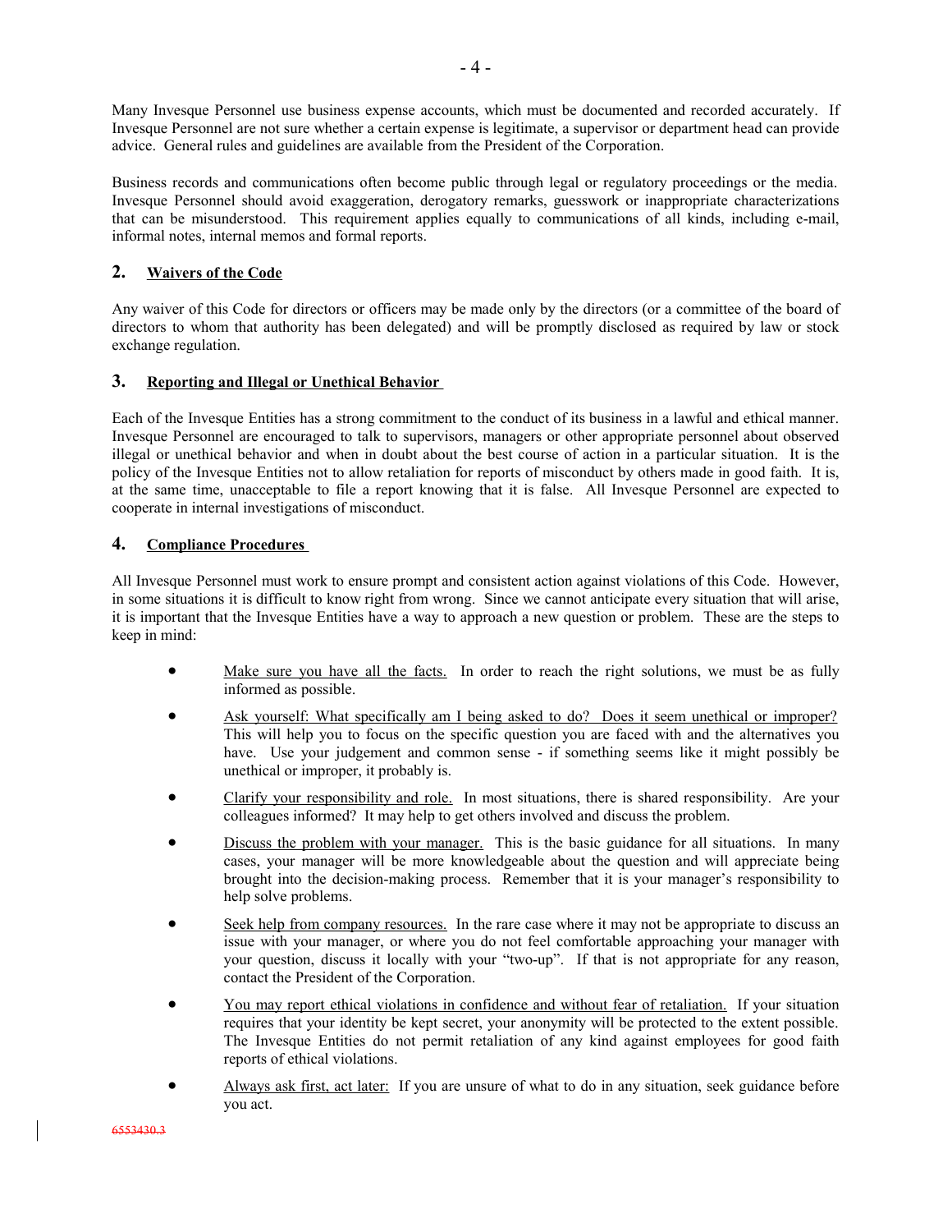Many Invesque Personnel use business expense accounts, which must be documented and recorded accurately. If Invesque Personnel are not sure whether a certain expense is legitimate, a supervisor or department head can provide advice. General rules and guidelines are available from the President of the Corporation.

Business records and communications often become public through legal or regulatory proceedings or the media. Invesque Personnel should avoid exaggeration, derogatory remarks, guesswork or inappropriate characterizations that can be misunderstood. This requirement applies equally to communications of all kinds, including e-mail, informal notes, internal memos and formal reports.

## 2. Waivers of the Code

Any waiver of this Code for directors or officers may be made only by the directors (or a committee of the board of directors to whom that authority has been delegated) and will be promptly disclosed as required by law or stock exchange regulation.

## 3. Reporting and Illegal or Unethical Behavior

Each of the Invesque Entities has a strong commitment to the conduct of its business in a lawful and ethical manner. Invesque Personnel are encouraged to talk to supervisors, managers or other appropriate personnel about observed illegal or unethical behavior and when in doubt about the best course of action in a particular situation. It is the policy of the Invesque Entities not to allow retaliation for reports of misconduct by others made in good faith. It is, at the same time, unacceptable to file a report knowing that it is false. All Invesque Personnel are expected to cooperate in internal investigations of misconduct.

## 4. Compliance Procedures

All Invesque Personnel must work to ensure prompt and consistent action against violations of this Code. However, in some situations it is difficult to know right from wrong. Since we cannot anticipate every situation that will arise, it is important that the Invesque Entities have a way to approach a new question or problem. These are the steps to keep in mind:

- Make sure you have all the facts. In order to reach the right solutions, we must be as fully informed as possible.
- Ask yourself: What specifically am I being asked to do? Does it seem unethical or improper? This will help you to focus on the specific question you are faced with and the alternatives you have. Use your judgement and common sense - if something seems like it might possibly be unethical or improper, it probably is.
- Clarify your responsibility and role. In most situations, there is shared responsibility. Are your colleagues informed? It may help to get others involved and discuss the problem.
- Discuss the problem with your manager. This is the basic guidance for all situations. In many cases, your manager will be more knowledgeable about the question and will appreciate being brought into the decision-making process. Remember that it is your manager's responsibility to help solve problems.
- Seek help from company resources. In the rare case where it may not be appropriate to discuss an issue with your manager, or where you do not feel comfortable approaching your manager with your question, discuss it locally with your "two-up". If that is not appropriate for any reason, contact the President of the Corporation.
- You may report ethical violations in confidence and without fear of retaliation. If your situation requires that your identity be kept secret, your anonymity will be protected to the extent possible. The Invesque Entities do not permit retaliation of any kind against employees for good faith reports of ethical violations.
- Always ask first, act later: If you are unsure of what to do in any situation, seek guidance before you act.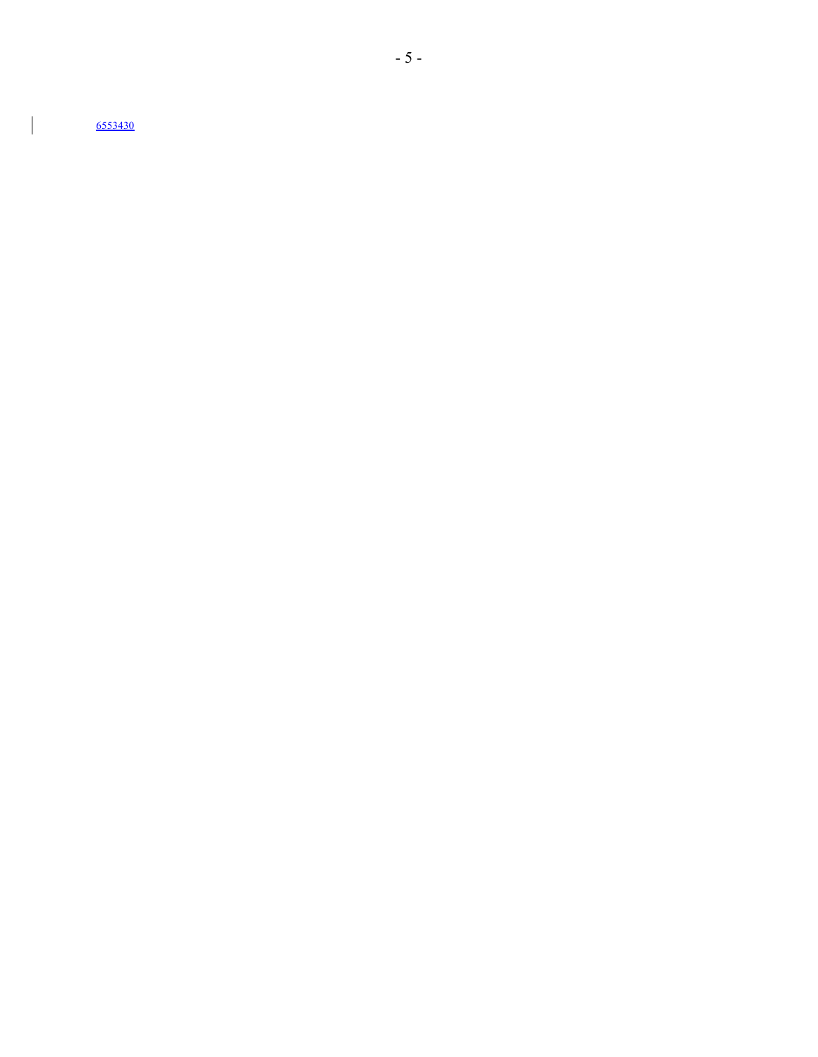6553430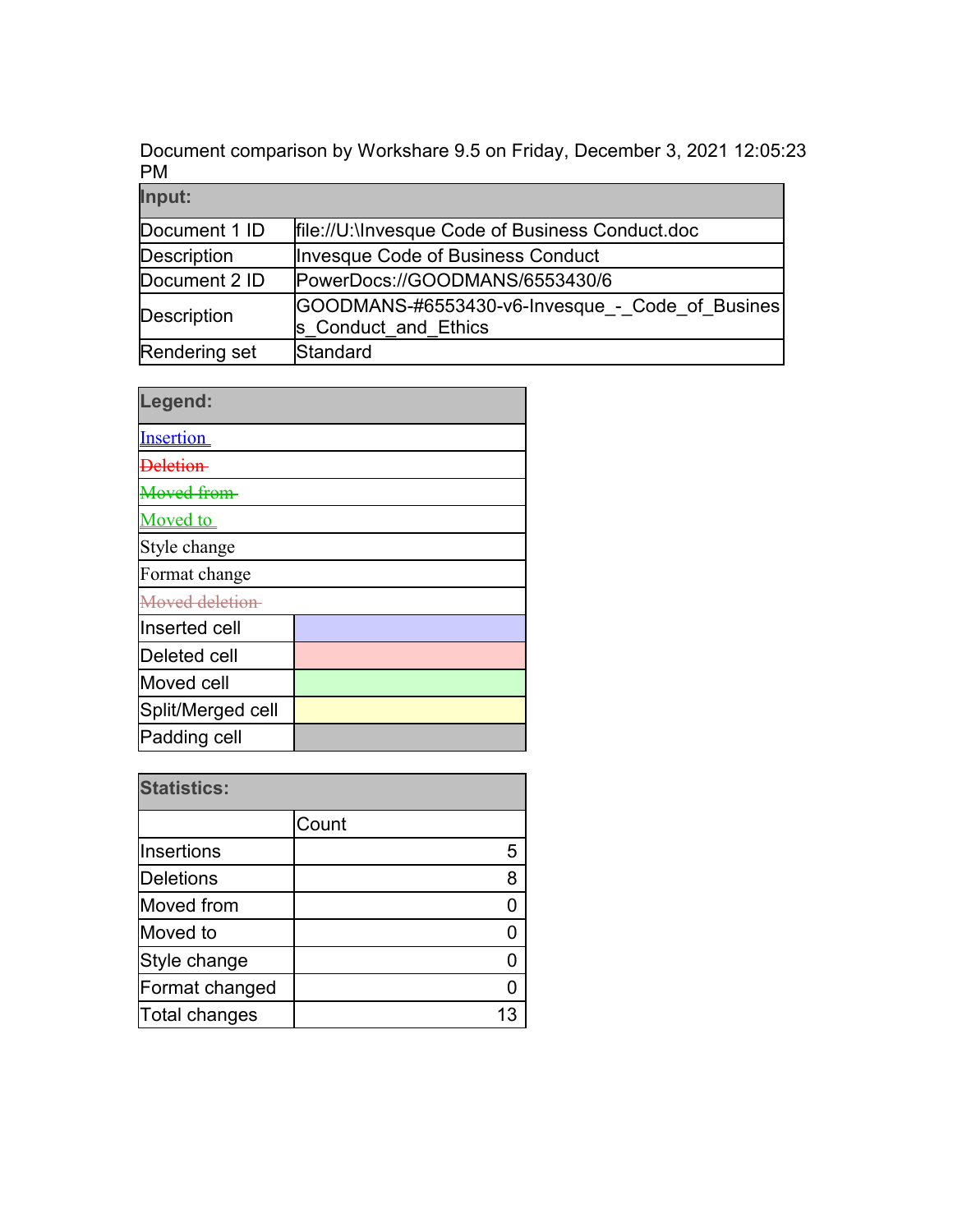Document comparison by Workshare 9.5 on Friday, December 3, 2021 12:05:23 PM

| Input: | |
|---|---|
| Document 1 ID | file://U:\Invesque Code of Business Conduct.doc |
| Description | Invesque Code of Business Conduct |
| Document 2 ID | PowerDocs://GOODMANS/6553430/6 |
| Description | GOODMANS-#6553430-v6-Invesque_-_Code_of_Business_Conduct_and_Ethics |
| Rendering set | Standard |

| Legend: | |
|---|---|
| Insertion | |
| ~~Deletion~~ | |
| ~~Moved from~~ | |
| Moved to | |
| Style change | |
| Format change | |
| ~~Moved deletion~~ | |
| Inserted cell | |
| Deleted cell | |
| Moved cell | |
| Split/Merged cell | |
| Padding cell | |

| Statistics: | |
|---|---|
| | Count |
| Insertions | 5 |
| Deletions | 8 |
| Moved from | 0 |
| Moved to | 0 |
| Style change | 0 |
| Format changed | 0 |
| Total changes | 13 |